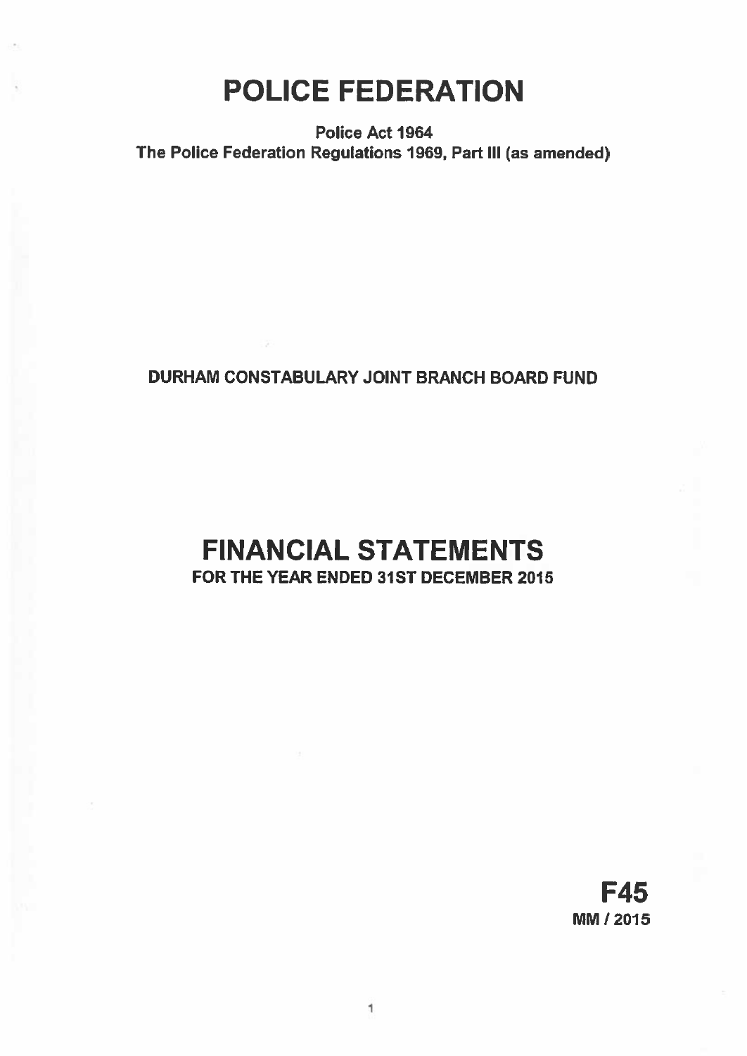# POLICE FEDERATION

**Police Act 1964**
**The Police Federation Regulations 1969, Part III (as amended)**

**DURHAM CONSTABULARY JOINT BRANCH BOARD FUND**

# FINANCIAL STATEMENTS

**FOR THE YEAR ENDED 31ST DECEMBER 2015**

**F45**
**MM / 2015**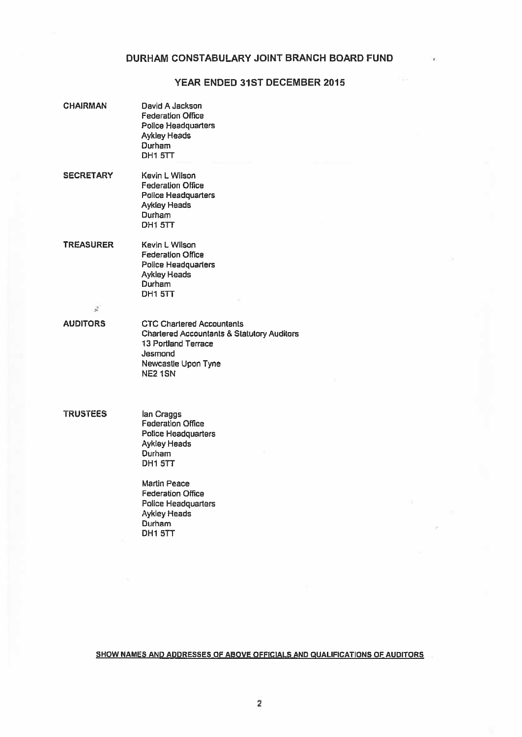# DURHAM CONSTABULARY JOINT BRANCH BOARD FUND

## YEAR ENDED 31ST DECEMBER 2015

| | |
|---|---|
| **CHAIRMAN** | David A Jackson<br>Federation Office<br>Police Headquarters<br>Aykley Heads<br>Durham<br>DH1 5TT |
| **SECRETARY** | Kevin L Wilson<br>Federation Office<br>Police Headquarters<br>Aykley Heads<br>Durham<br>DH1 5TT |
| **TREASURER** | Kevin L Wilson<br>Federation Office<br>Police Headquarters<br>Aykley Heads<br>Durham<br>DH1 5TT |
| **AUDITORS** | CTC Chartered Accountants<br>Chartered Accountants & Statutory Auditors<br>13 Portland Terrace<br>Jesmond<br>Newcastle Upon Tyne<br>NE2 1SN |
| **TRUSTEES** | Ian Craggs<br>Federation Office<br>Police Headquarters<br>Aykley Heads<br>Durham<br>DH1 5TT<br><br>Martin Peace<br>Federation Office<br>Police Headquarters<br>Aykley Heads<br>Durham<br>DH1 5TT |

**SHOW NAMES AND ADDRESSES OF ABOVE OFFICIALS AND QUALIFICATIONS OF AUDITORS**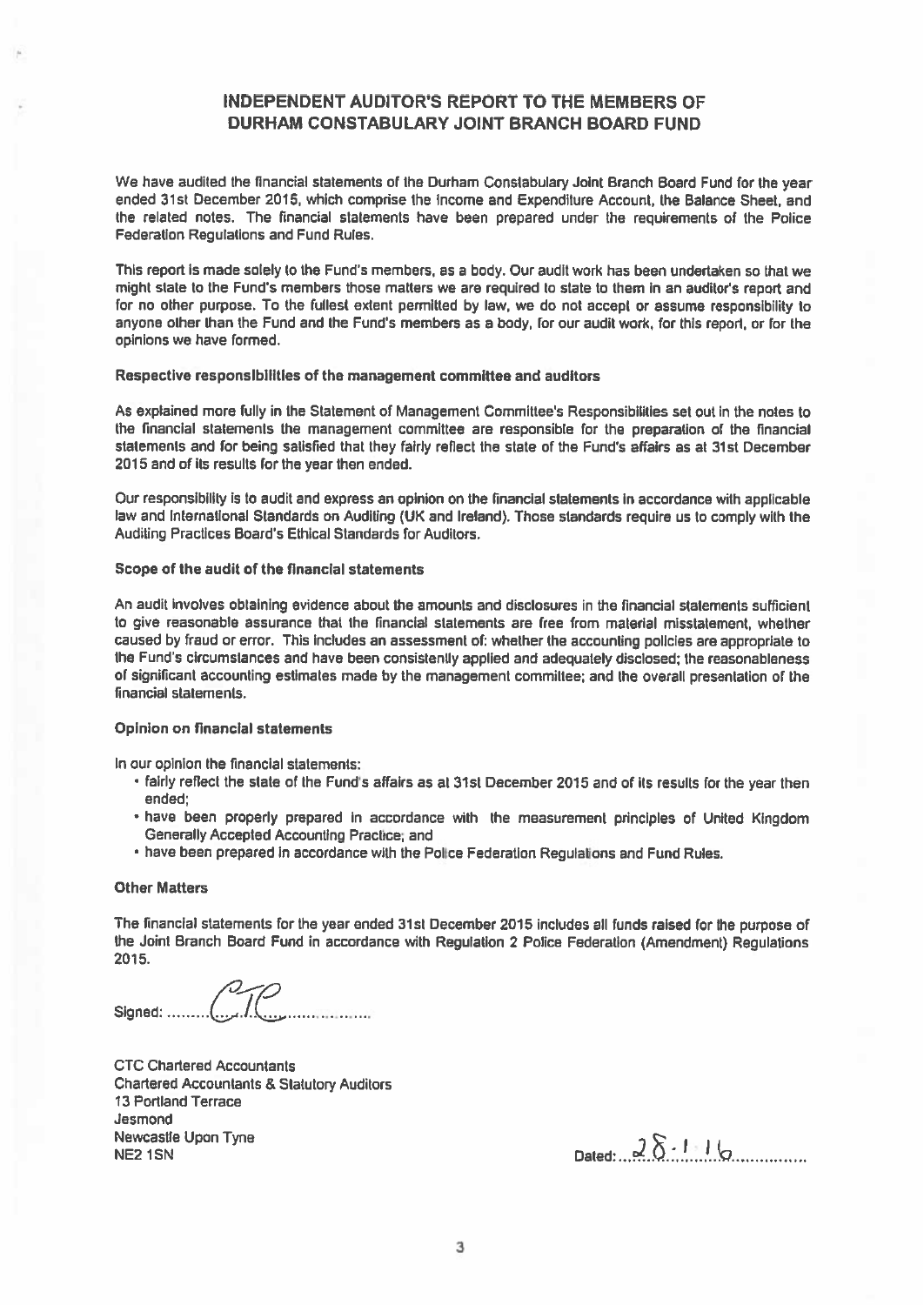# INDEPENDENT AUDITOR'S REPORT TO THE MEMBERS OF DURHAM CONSTABULARY JOINT BRANCH BOARD FUND

We have audited the financial statements of the Durham Constabulary Joint Branch Board Fund for the year ended 31st December 2015, which comprise the Income and Expenditure Account, the Balance Sheet, and the related notes. The financial statements have been prepared under the requirements of the Police Federation Regulations and Fund Rules.

This report is made solely to the Fund's members, as a body. Our audit work has been undertaken so that we might state to the Fund's members those matters we are required to state to them in an auditor's report and for no other purpose. To the fullest extent permitted by law, we do not accept or assume responsibility to anyone other than the Fund and the Fund's members as a body, for our audit work, for this report, or for the opinions we have formed.

### Respective responsibilities of the management committee and auditors

As explained more fully in the Statement of Management Committee's Responsibilities set out in the notes to the financial statements the management committee are responsible for the preparation of the financial statements and for being satisfied that they fairly reflect the state of the Fund's affairs as at 31st December 2015 and of its results for the year then ended.

Our responsibility is to audit and express an opinion on the financial statements in accordance with applicable law and International Standards on Auditing (UK and Ireland). Those standards require us to comply with the Auditing Practices Board's Ethical Standards for Auditors.

### Scope of the audit of the financial statements

An audit involves obtaining evidence about the amounts and disclosures in the financial statements sufficient to give reasonable assurance that the financial statements are free from material misstatement, whether caused by fraud or error. This includes an assessment of: whether the accounting policies are appropriate to the Fund's circumstances and have been consistently applied and adequately disclosed; the reasonableness of significant accounting estimates made by the management committee; and the overall presentation of the financial statements.

### Opinion on financial statements

In our opinion the financial statements:

- fairly reflect the state of the Fund's affairs as at 31st December 2015 and of its results for the year then ended;
- have been properly prepared in accordance with the measurement principles of United Kingdom Generally Accepted Accounting Practice; and
- have been prepared in accordance with the Police Federation Regulations and Fund Rules.

### Other Matters

The financial statements for the year ended 31st December 2015 includes all funds raised for the purpose of the Joint Branch Board Fund in accordance with Regulation 2 Police Federation (Amendment) Regulations 2015.

Signed: CTC

CTC Chartered Accountants
Chartered Accountants & Statutory Auditors
13 Portland Terrace
Jesmond
Newcastle Upon Tyne
NE2 1SN

Dated: 28.1.16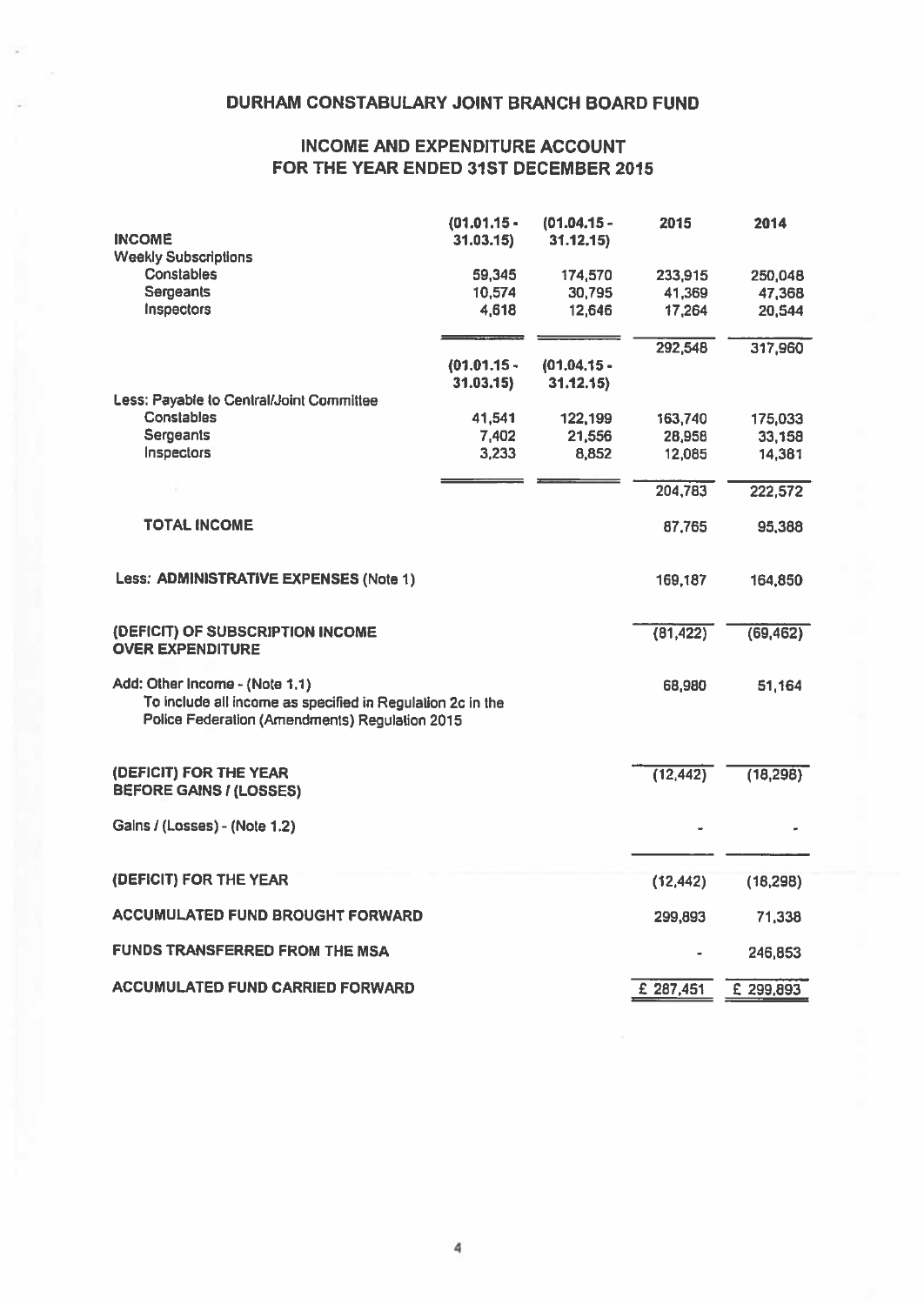# DURHAM CONSTABULARY JOINT BRANCH BOARD FUND

## INCOME AND EXPENDITURE ACCOUNT FOR THE YEAR ENDED 31ST DECEMBER 2015

| | (01.01.15 - 31.03.15) | (01.04.15 - 31.12.15) | 2015 | 2014 |
|---|---|---|---|---|
| **INCOME** | | | | |
| Weekly Subscriptions | | | | |
| Constables | 59,345 | 174,570 | 233,915 | 250,048 |
| Sergeants | 10,574 | 30,795 | 41,369 | 47,368 |
| Inspectors | 4,618 | 12,646 | 17,264 | 20,544 |
| | | | 292,548 | 317,960 |
| | (01.01.15 - 31.03.15) | (01.04.15 - 31.12.15) | | |
| Less: Payable to Central/Joint Committee | | | | |
| Constables | 41,541 | 122,199 | 163,740 | 175,033 |
| Sergeants | 7,402 | 21,556 | 28,958 | 33,158 |
| Inspectors | 3,233 | 8,852 | 12,085 | 14,381 |
| | | | 204,783 | 222,572 |
| **TOTAL INCOME** | | | 87,765 | 95,388 |
| Less: **ADMINISTRATIVE EXPENSES** (Note 1) | | | 169,187 | 164,850 |
| **(DEFICIT) OF SUBSCRIPTION INCOME OVER EXPENDITURE** | | | (81,422) | (69,462) |
| Add: Other Income - (Note 1.1) To include all income as specified in Regulation 2c in the Police Federation (Amendments) Regulation 2015 | | | 68,980 | 51,164 |
| **(DEFICIT) FOR THE YEAR BEFORE GAINS / (LOSSES)** | | | (12,442) | (18,298) |
| Gains / (Losses) - (Note 1.2) | | | - | - |
| **(DEFICIT) FOR THE YEAR** | | | (12,442) | (18,298) |
| **ACCUMULATED FUND BROUGHT FORWARD** | | | 299,893 | 71,338 |
| **FUNDS TRANSFERRED FROM THE MSA** | | | - | 246,853 |
| **ACCUMULATED FUND CARRIED FORWARD** | | | £ 287,451 | £ 299,893 |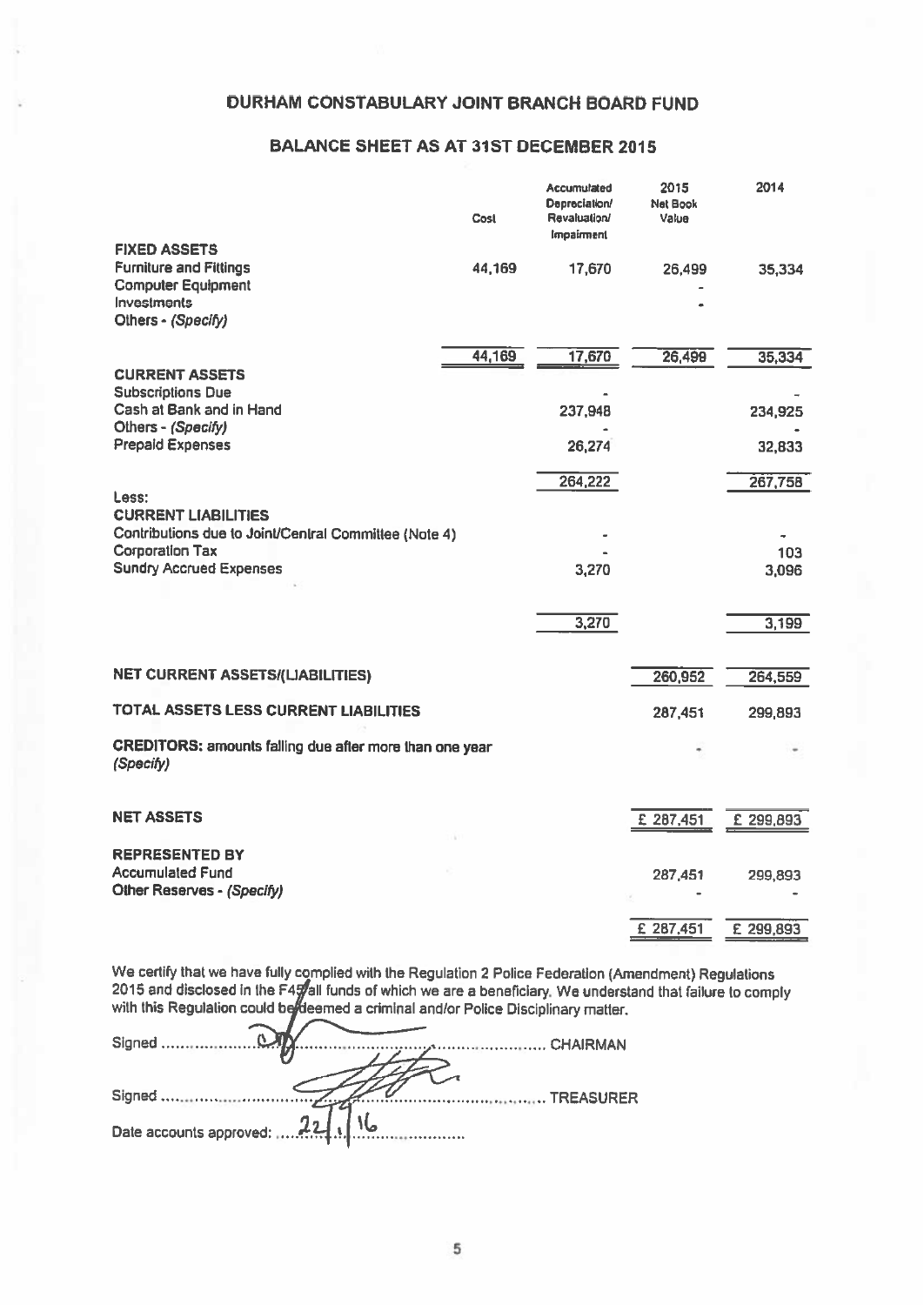# DURHAM CONSTABULARY JOINT BRANCH BOARD FUND

## BALANCE SHEET AS AT 31ST DECEMBER 2015

| | Cost | Accumulated Depreciation/ Revaluation/ Impairment | 2015 Net Book Value | 2014 |
|---|---|---|---|---|
| **FIXED ASSETS** | | | | |
| Furniture and Fittings | 44,169 | 17,670 | 26,499 | 35,334 |
| Computer Equipment | | | - | |
| Investments | | | - | |
| Others - *(Specify)* | | | | |
| | 44,169 | 17,670 | 26,499 | 35,334 |
| **CURRENT ASSETS** | | | | |
| Subscriptions Due | | - | | - |
| Cash at Bank and in Hand | | 237,948 | | 234,925 |
| Others - *(Specify)* | | - | | - |
| Prepaid Expenses | | 26,274 | | 32,833 |
| | | 264,222 | | 267,758 |
| Less: | | | | |
| **CURRENT LIABILITIES** | | | | |
| Contributions due to Joint/Central Committee (Note 4) | | - | | - |
| Corporation Tax | | - | | 103 |
| Sundry Accrued Expenses | | 3,270 | | 3,096 |
| | | 3,270 | | 3,199 |
| **NET CURRENT ASSETS/(LIABILITIES)** | | | 260,952 | 264,559 |
| **TOTAL ASSETS LESS CURRENT LIABILITIES** | | | 287,451 | 299,893 |
| **CREDITORS:** amounts falling due after more than one year *(Specify)* | | | - | - |
| **NET ASSETS** | | | £ 287,451 | £ 299,893 |
| **REPRESENTED BY** | | | | |
| Accumulated Fund | | | 287,451 | 299,893 |
| Other Reserves - *(Specify)* | | | - | - |
| | | | £ 287,451 | £ 299,893 |

We certify that we have fully complied with the Regulation 2 Police Federation (Amendment) Regulations 2015 and disclosed in the F45 all funds of which we are a beneficiary. We understand that failure to comply with this Regulation could be deemed a criminal and/or Police Disciplinary matter.

Signed ................................................................ CHAIRMAN

Signed ................................................................ TREASURER

Date accounts approved: 22/1/16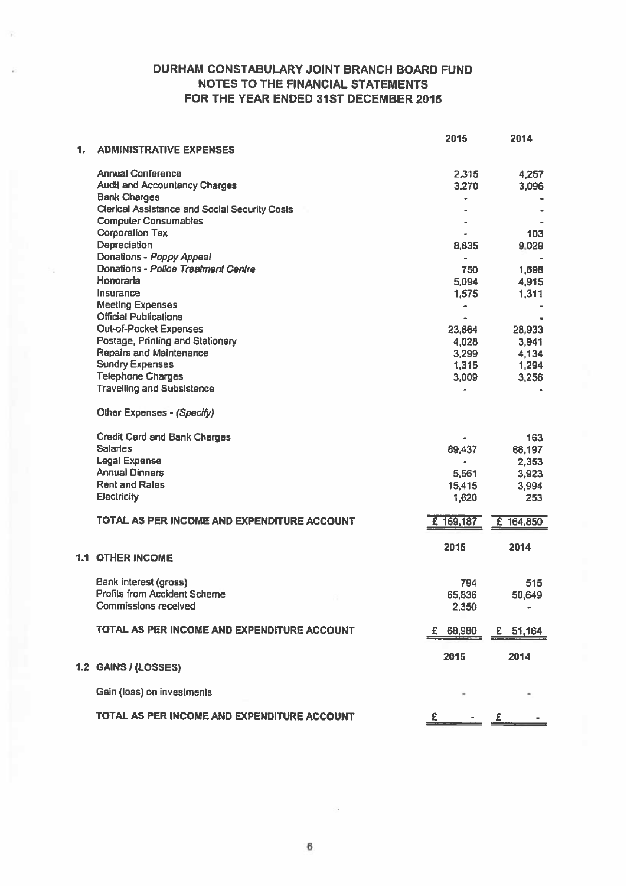# DURHAM CONSTABULARY JOINT BRANCH BOARD FUND
## NOTES TO THE FINANCIAL STATEMENTS
## FOR THE YEAR ENDED 31ST DECEMBER 2015

| **1. ADMINISTRATIVE EXPENSES** | **2015** | **2014** |
|---|---|---|
| Annual Conference | 2,315 | 4,257 |
| Audit and Accountancy Charges | 3,270 | 3,096 |
| Bank Charges | - | - |
| Clerical Assistance and Social Security Costs | - | - |
| Computer Consumables | - | - |
| Corporation Tax | - | 103 |
| Depreciation | 8,835 | 9,029 |
| Donations - *Poppy Appeal* | - | - |
| Donations - *Police Treatment Centre* | 750 | 1,698 |
| Honoraria | 5,094 | 4,915 |
| Insurance | 1,575 | 1,311 |
| Meeting Expenses | - | - |
| Official Publications | - | - |
| Out-of-Pocket Expenses | 23,664 | 28,933 |
| Postage, Printing and Stationery | 4,028 | 3,941 |
| Repairs and Maintenance | 3,299 | 4,134 |
| Sundry Expenses | 1,315 | 1,294 |
| Telephone Charges | 3,009 | 3,256 |
| Travelling and Subsistence | - | - |
| Other Expenses - *(Specify)* | | |
| Credit Card and Bank Charges | - | 163 |
| Salaries | 89,437 | 88,197 |
| Legal Expense | - | 2,353 |
| Annual Dinners | 5,561 | 3,923 |
| Rent and Rates | 15,415 | 3,994 |
| Electricity | 1,620 | 253 |
| **TOTAL AS PER INCOME AND EXPENDITURE ACCOUNT** | **£ 169,187** | **£ 164,850** |

| **1.1 OTHER INCOME** | **2015** | **2014** |
|---|---|---|
| Bank interest (gross) | 794 | 515 |
| Profits from Accident Scheme | 65,836 | 50,649 |
| Commissions received | 2,350 | - |
| **TOTAL AS PER INCOME AND EXPENDITURE ACCOUNT** | **£ 68,980** | **£ 51,164** |

| **1.2 GAINS / (LOSSES)** | **2015** | **2014** |
|---|---|---|
| Gain (loss) on investments | - | - |
| **TOTAL AS PER INCOME AND EXPENDITURE ACCOUNT** | **£ -** | **£ -** |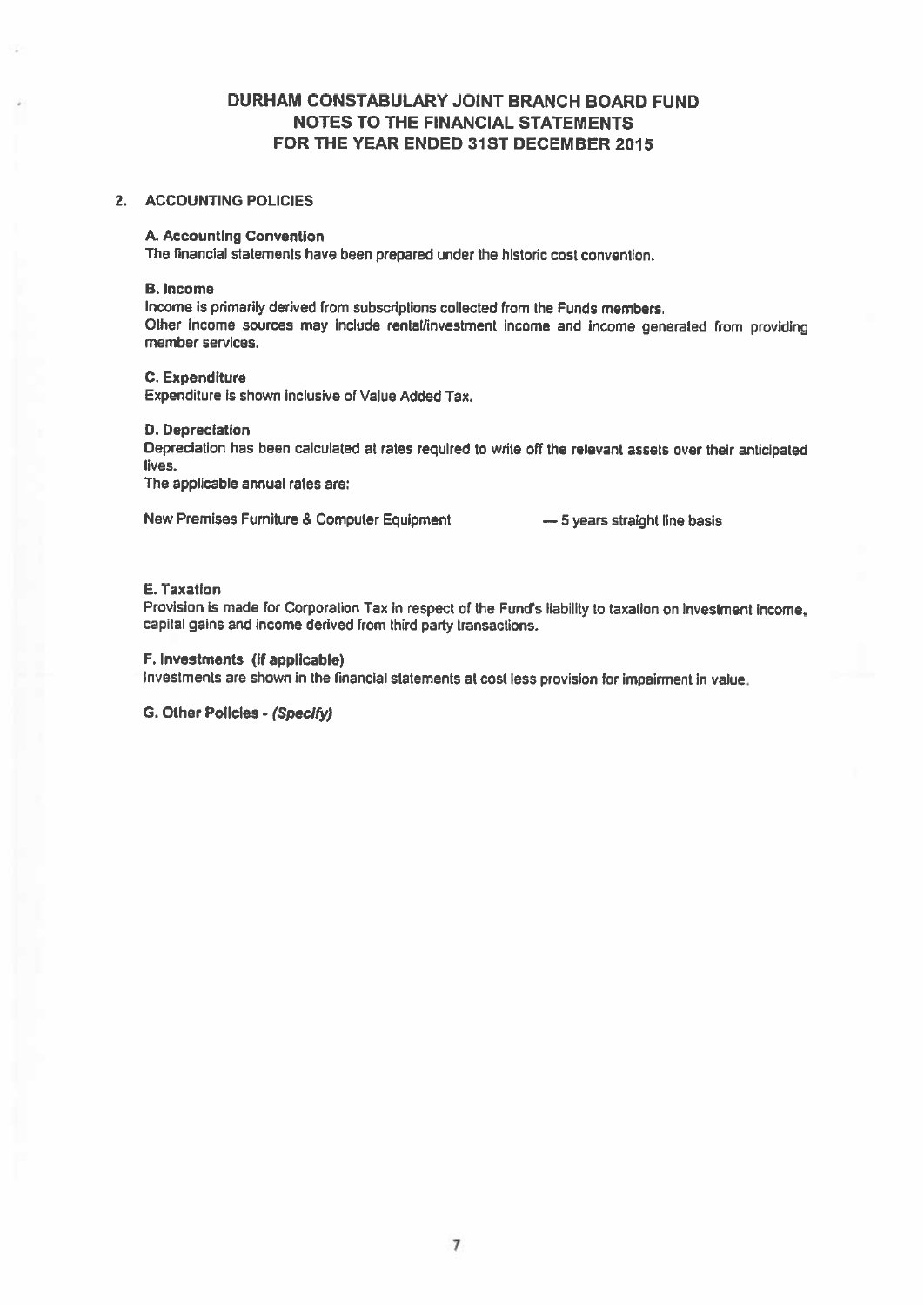# DURHAM CONSTABULARY JOINT BRANCH BOARD FUND
## NOTES TO THE FINANCIAL STATEMENTS
## FOR THE YEAR ENDED 31ST DECEMBER 2015

### 2. ACCOUNTING POLICIES

**A. Accounting Convention**

The financial statements have been prepared under the historic cost convention.

**B. Income**

Income is primarily derived from subscriptions collected from the Funds members.
Other income sources may include rental/investment income and income generated from providing member services.

**C. Expenditure**

Expenditure is shown inclusive of Value Added Tax.

**D. Depreciation**

Depreciation has been calculated at rates required to write off the relevant assets over their anticipated lives.
The applicable annual rates are:

New Premises Furniture & Computer Equipment — 5 years straight line basis

**E. Taxation**

Provision is made for Corporation Tax in respect of the Fund's liability to taxation on investment income, capital gains and income derived from third party transactions.

**F. Investments (if applicable)**

Investments are shown in the financial statements at cost less provision for impairment in value.

**G. Other Policies** - ***(Specify)***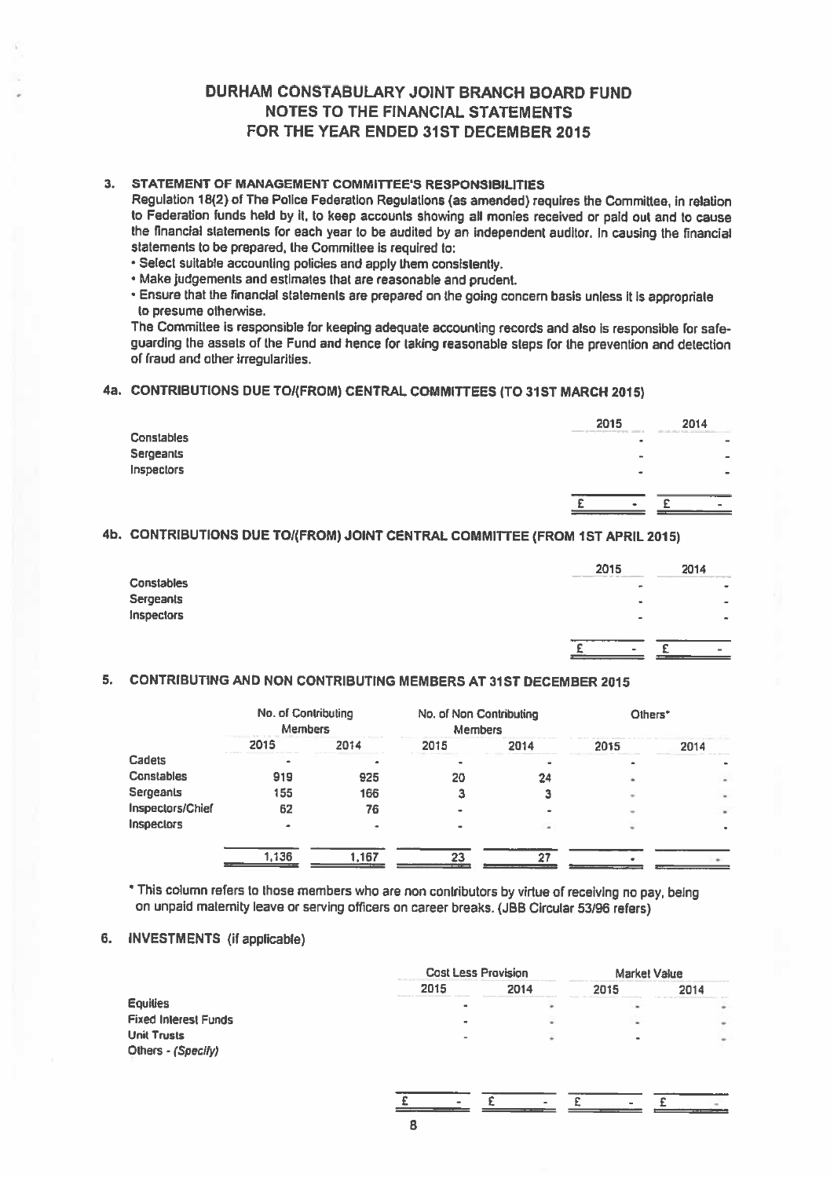# DURHAM CONSTABULARY JOINT BRANCH BOARD FUND
## NOTES TO THE FINANCIAL STATEMENTS
## FOR THE YEAR ENDED 31ST DECEMBER 2015

### 3. STATEMENT OF MANAGEMENT COMMITTEE'S RESPONSIBILITIES

Regulation 18(2) of The Police Federation Regulations (as amended) requires the Committee, in relation to Federation funds held by it, to keep accounts showing all monies received or paid out and to cause the financial statements for each year to be audited by an independent auditor. In causing the financial statements to be prepared, the Committee is required to:

- Select suitable accounting policies and apply them consistently.
- Make judgements and estimates that are reasonable and prudent.
- Ensure that the financial statements are prepared on the going concern basis unless it is appropriate to presume otherwise.

The Committee is responsible for keeping adequate accounting records and also is responsible for safe-guarding the assets of the Fund and hence for taking reasonable steps for the prevention and detection of fraud and other irregularities.

### 4a. CONTRIBUTIONS DUE TO/(FROM) CENTRAL COMMITTEES (TO 31ST MARCH 2015)

| | 2015 | 2014 |
|---|---|---|
| Constables | - | - |
| Sergeants | - | - |
| Inspectors | - | - |
| | £ - | £ - |

### 4b. CONTRIBUTIONS DUE TO/(FROM) JOINT CENTRAL COMMITTEE (FROM 1ST APRIL 2015)

| | 2015 | 2014 |
|---|---|---|
| Constables | - | - |
| Sergeants | - | - |
| Inspectors | - | - |
| | £ - | £ - |

### 5. CONTRIBUTING AND NON CONTRIBUTING MEMBERS AT 31ST DECEMBER 2015

| | No. of Contributing Members | | No. of Non Contributing Members | | Others* | |
|---|---|---|---|---|---|---|
| | 2015 | 2014 | 2015 | 2014 | 2015 | 2014 |
| Cadets | - | - | - | - | - | - |
| Constables | 919 | 925 | 20 | 24 | - | - |
| Sergeants | 155 | 166 | 3 | 3 | - | - |
| Inspectors/Chief Inspectors | 62 | 76 | - | - | - | - |
| | - | - | - | - | - | - |
| | 1,136 | 1,167 | 23 | 27 | - | - |

* This column refers to those members who are non contributors by virtue of receiving no pay, being on unpaid maternity leave or serving officers on career breaks. (JBB Circular 53/96 refers)

### 6. INVESTMENTS (if applicable)

| | Cost Less Provision | | Market Value | |
|---|---|---|---|---|
| | 2015 | 2014 | 2015 | 2014 |
| Equities | - | - | - | - |
| Fixed Interest Funds | - | - | - | - |
| Unit Trusts | - | - | - | - |
| Others - *(Specify)* | | | | |
| | £ - | £ - | £ - | £ - |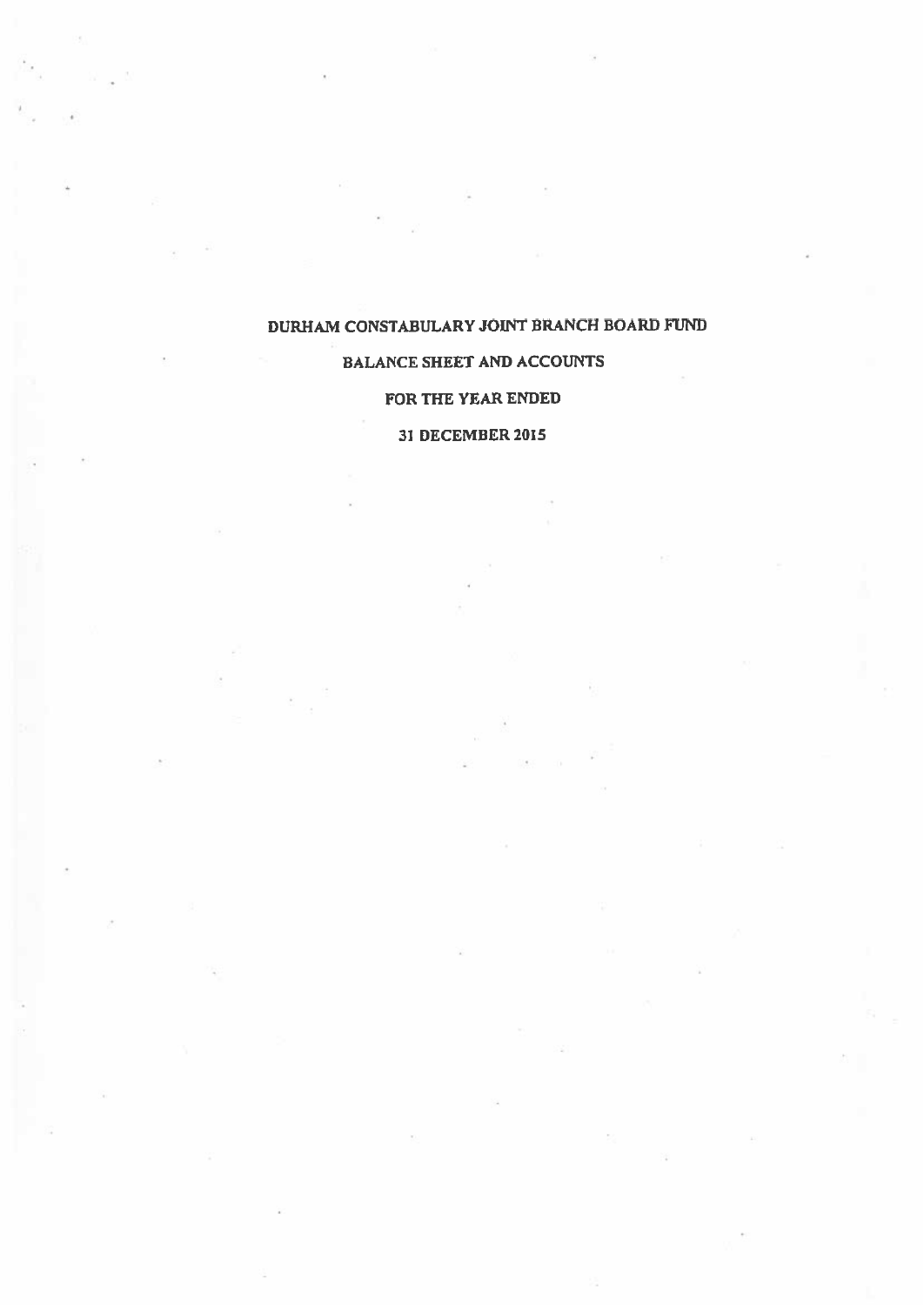# DURHAM CONSTABULARY JOINT BRANCH BOARD FUND

## BALANCE SHEET AND ACCOUNTS

## FOR THE YEAR ENDED

## 31 DECEMBER 2015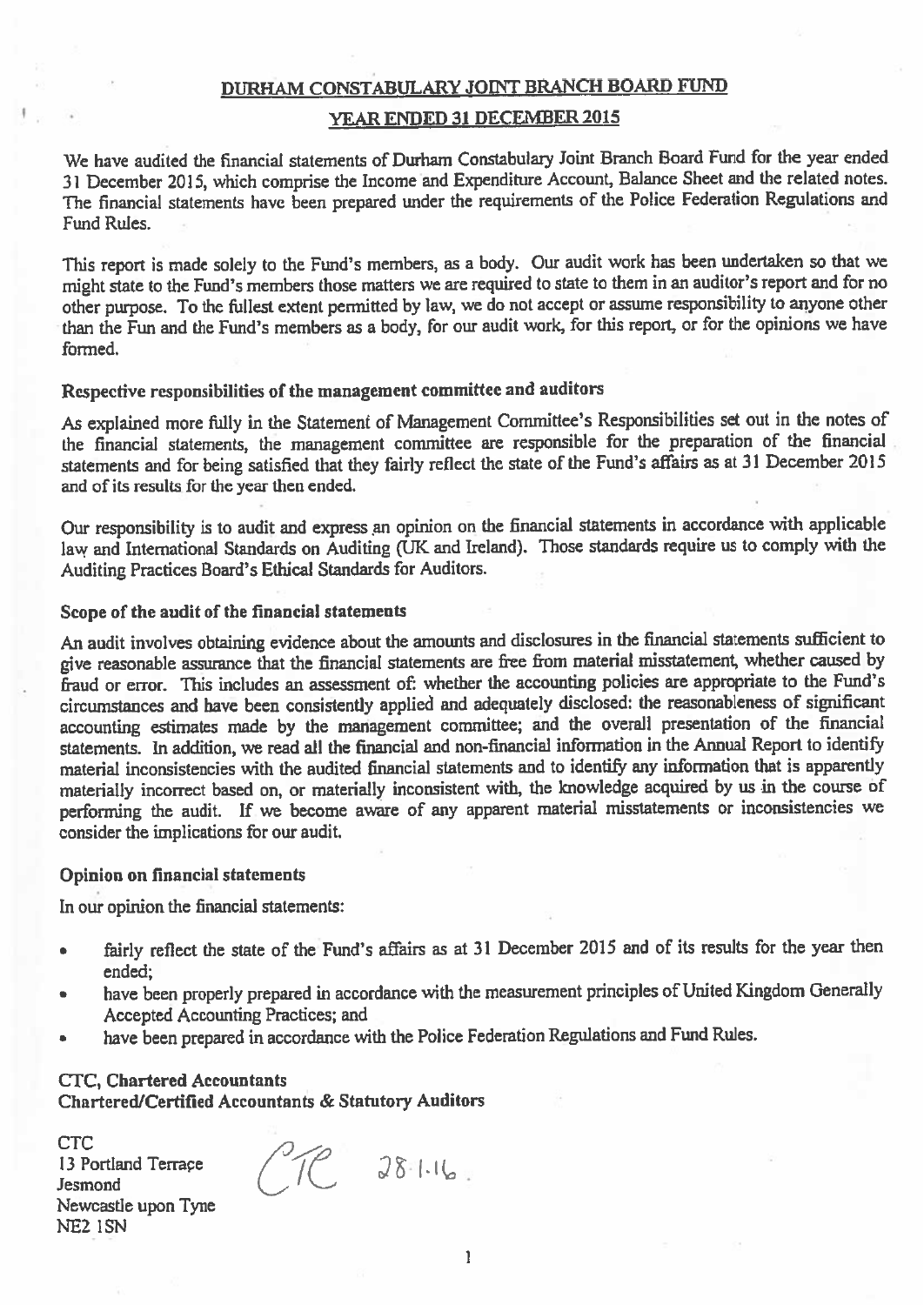# DURHAM CONSTABULARY JOINT BRANCH BOARD FUND

## YEAR ENDED 31 DECEMBER 2015

We have audited the financial statements of Durham Constabulary Joint Branch Board Fund for the year ended 31 December 2015, which comprise the Income and Expenditure Account, Balance Sheet and the related notes. The financial statements have been prepared under the requirements of the Police Federation Regulations and Fund Rules.

This report is made solely to the Fund's members, as a body. Our audit work has been undertaken so that we might state to the Fund's members those matters we are required to state to them in an auditor's report and for no other purpose. To the fullest extent permitted by law, we do not accept or assume responsibility to anyone other than the Fun and the Fund's members as a body, for our audit work, for this report, or for the opinions we have formed.

### Respective responsibilities of the management committee and auditors

As explained more fully in the Statement of Management Committee's Responsibilities set out in the notes of the financial statements, the management committee are responsible for the preparation of the financial statements and for being satisfied that they fairly reflect the state of the Fund's affairs as at 31 December 2015 and of its results for the year then ended.

Our responsibility is to audit and express an opinion on the financial statements in accordance with applicable law and International Standards on Auditing (UK and Ireland). Those standards require us to comply with the Auditing Practices Board's Ethical Standards for Auditors.

### Scope of the audit of the financial statements

An audit involves obtaining evidence about the amounts and disclosures in the financial statements sufficient to give reasonable assurance that the financial statements are free from material misstatement, whether caused by fraud or error. This includes an assessment of: whether the accounting policies are appropriate to the Fund's circumstances and have been consistently applied and adequately disclosed: the reasonableness of significant accounting estimates made by the management committee; and the overall presentation of the financial statements. In addition, we read all the financial and non-financial information in the Annual Report to identify material inconsistencies with the audited financial statements and to identify any information that is apparently materially incorrect based on, or materially inconsistent with, the knowledge acquired by us in the course of performing the audit. If we become aware of any apparent material misstatements or inconsistencies we consider the implications for our audit.

### Opinion on financial statements

In our opinion the financial statements:

- fairly reflect the state of the Fund's affairs as at 31 December 2015 and of its results for the year then ended;
- have been properly prepared in accordance with the measurement principles of United Kingdom Generally Accepted Accounting Practices; and
- have been prepared in accordance with the Police Federation Regulations and Fund Rules.

**CTC, Chartered Accountants**
**Chartered/Certified Accountants & Statutory Auditors**

CTC
13 Portland Terrace
Jesmond
Newcastle upon Tyne
NE2 1SN

CTC 28.1.16.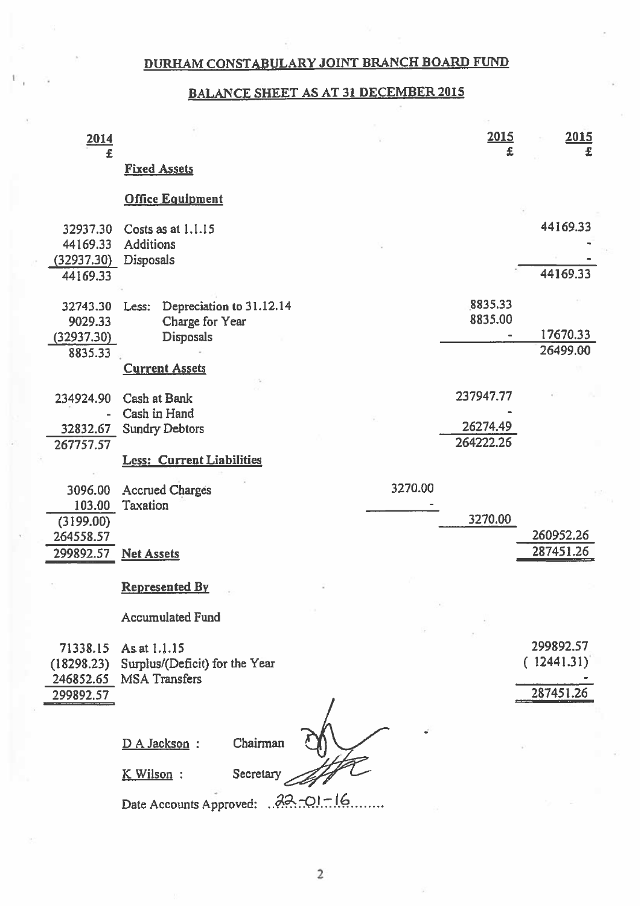# DURHAM CONSTABULARY JOINT BRANCH BOARD FUND

## BALANCE SHEET AS AT 31 DECEMBER 2015

| 2014 £ | | | 2015 £ | 2015 £ |
|---|---|---|---|---|
| | **Fixed Assets** | | | |
| | **Office Equipment** | | | |
| 32937.30 | Costs as at 1.1.15 | | | 44169.33 |
| 44169.33 | Additions | | | - |
| (32937.30) | Disposals | | | - |
| 44169.33 | | | | 44169.33 |
| 32743.30 | Less: Depreciation to 31.12.14 | | 8835.33 | |
| 9029.33 | Charge for Year | | 8835.00 | |
| (32937.30) | Disposals | | - | 17670.33 |
| 8835.33 | | | | 26499.00 |
| | **Current Assets** | | | |
| 234924.90 | Cash at Bank | | 237947.77 | |
| - | Cash in Hand | | - | |
| 32832.67 | Sundry Debtors | | 26274.49 | |
| 267757.57 | | | 264222.26 | |
| | **Less: Current Liabilities** | | | |
| 3096.00 | Accrued Charges | 3270.00 | | |
| 103.00 | Taxation | - | | |
| (3199.00) | | | 3270.00 | |
| 264558.57 | | | | 260952.26 |
| 299892.57 | **Net Assets** | | | 287451.26 |
| | **Represented By** | | | |
| | Accumulated Fund | | | |
| 71338.15 | As at 1.1.15 | | | 299892.57 |
| (18298.23) | Surplus/(Deficit) for the Year | | | ( 12441.31) |
| 246852.65 | MSA Transfers | | | - |
| 299892.57 | | | | 287451.26 |

D A Jackson : Chairman

K Wilson : Secretary

Date Accounts Approved: 22-01-16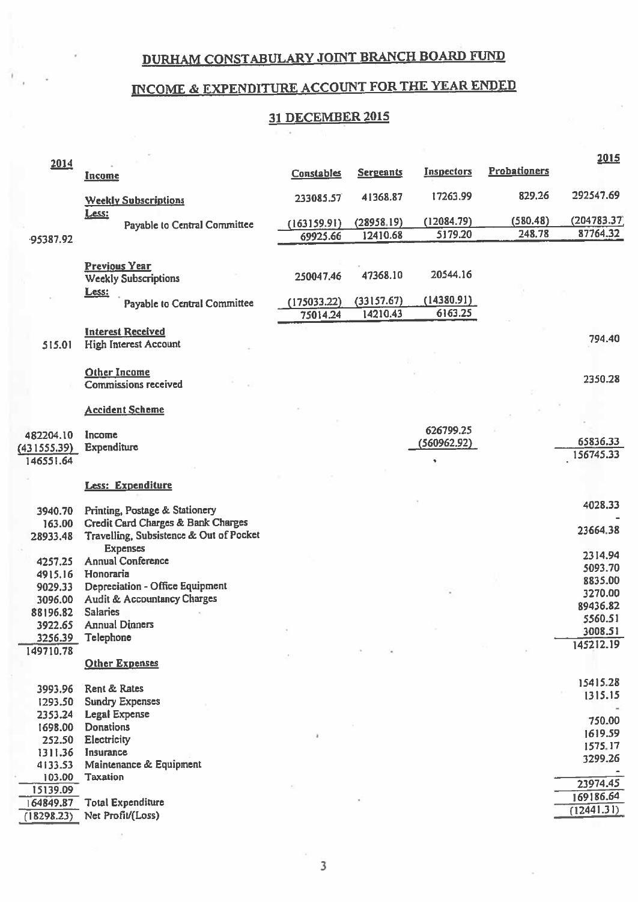# DURHAM CONSTABULARY JOINT BRANCH BOARD FUND

## INCOME & EXPENDITURE ACCOUNT FOR THE YEAR ENDED

## 31 DECEMBER 2015

| 2014 | | Constables | Sergeants | Inspectors | Probationers | 2015 |
|---|---|---|---|---|---|---|
| | **Income** | | | | | |
| | **Weekly Subscriptions** | 233085.57 | 41368.87 | 17263.99 | 829.26 | 292547.69 |
| | **Less:** | | | | | |
| | Payable to Central Committee | (163159.91) | (28958.19) | (12084.79) | (580.48) | (204783.37) |
| 95387.92 | | 69925.66 | 12410.68 | 5179.20 | 248.78 | 87764.32 |
| | **Previous Year** | | | | | |
| | Weekly Subscriptions | 250047.46 | 47368.10 | 20544.16 | | |
| | **Less:** | | | | | |
| | Payable to Central Committee | (175033.22) | (33157.67) | (14380.91) | | |
| | | 75014.24 | 14210.43 | 6163.25 | | |
| | **Interest Received** | | | | | |
| 515.01 | High Interest Account | | | | | 794.40 |
| | **Other Income** | | | | | |
| | Commissions received | | | | | 2350.28 |
| | **Accident Scheme** | | | | | |
| 482204.10 | Income | | | 626799.25 | | |
| (431555.39) | Expenditure | | | (560962.92) | | 65836.33 |
| 146551.64 | | | | | | 156745.33 |
| | **Less: Expenditure** | | | | | |
| 3940.70 | Printing, Postage & Stationery | | | | | 4028.33 |
| 163.00 | Credit Card Charges & Bank Charges | | | | | - |
| 28933.48 | Travelling, Subsistence & Out of Pocket Expenses | | | | | 23664.38 |
| 4257.25 | Annual Conference | | | | | 2314.94 |
| 4915.16 | Honoraria | | | | | 5093.70 |
| 9029.33 | Depreciation - Office Equipment | | | | | 8835.00 |
| 3096.00 | Audit & Accountancy Charges | | | | | 3270.00 |
| 88196.82 | Salaries | | | | | 89436.82 |
| 3922.65 | Annual Dinners | | | | | 5560.51 |
| 3256.39 | Telephone | | | | | 3008.51 |
| 149710.78 | | | | | | 145212.19 |
| | **Other Expenses** | | | | | |
| 3993.96 | Rent & Rates | | | | | 15415.28 |
| 1293.50 | Sundry Expenses | | | | | 1315.15 |
| 2353.24 | Legal Expense | | | | | - |
| 1698.00 | Donations | | | | | 750.00 |
| 252.50 | Electricity | | | | | 1619.59 |
| 1311.36 | Insurance | | | | | 1575.17 |
| 4133.53 | Maintenance & Equipment | | | | | 3299.26 |
| 103.00 | Taxation | | | | | - |
| 15139.09 | | | | | | 23974.45 |
| 164849.87 | Total Expenditure | | | | | 169186.64 |
| (18298.23) | Net Profit/(Loss) | | | | | (12441.31) |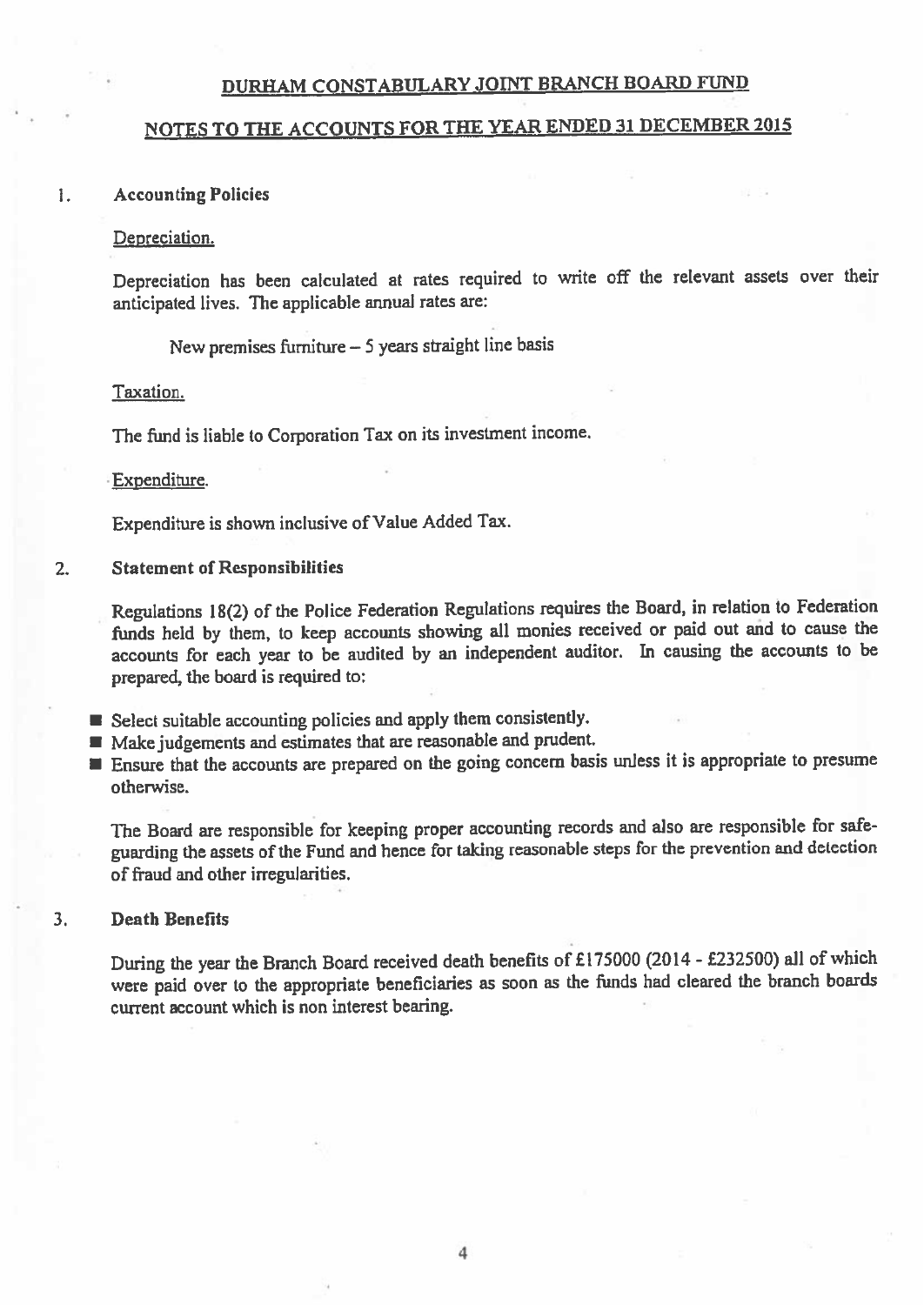# DURHAM CONSTABULARY JOINT BRANCH BOARD FUND

## NOTES TO THE ACCOUNTS FOR THE YEAR ENDED 31 DECEMBER 2015

### 1. Accounting Policies

Depreciation.

Depreciation has been calculated at rates required to write off the relevant assets over their anticipated lives. The applicable annual rates are:

New premises furniture – 5 years straight line basis

Taxation.

The fund is liable to Corporation Tax on its investment income.

Expenditure.

Expenditure is shown inclusive of Value Added Tax.

### 2. Statement of Responsibilities

Regulations 18(2) of the Police Federation Regulations requires the Board, in relation to Federation funds held by them, to keep accounts showing all monies received or paid out and to cause the accounts for each year to be audited by an independent auditor. In causing the accounts to be prepared, the board is required to:

- Select suitable accounting policies and apply them consistently.
- Make judgements and estimates that are reasonable and prudent.
- Ensure that the accounts are prepared on the going concern basis unless it is appropriate to presume otherwise.

The Board are responsible for keeping proper accounting records and also are responsible for safe-guarding the assets of the Fund and hence for taking reasonable steps for the prevention and detection of fraud and other irregularities.

### 3. Death Benefits

During the year the Branch Board received death benefits of £175000 (2014 - £232500) all of which were paid over to the appropriate beneficiaries as soon as the funds had cleared the branch boards current account which is non interest bearing.